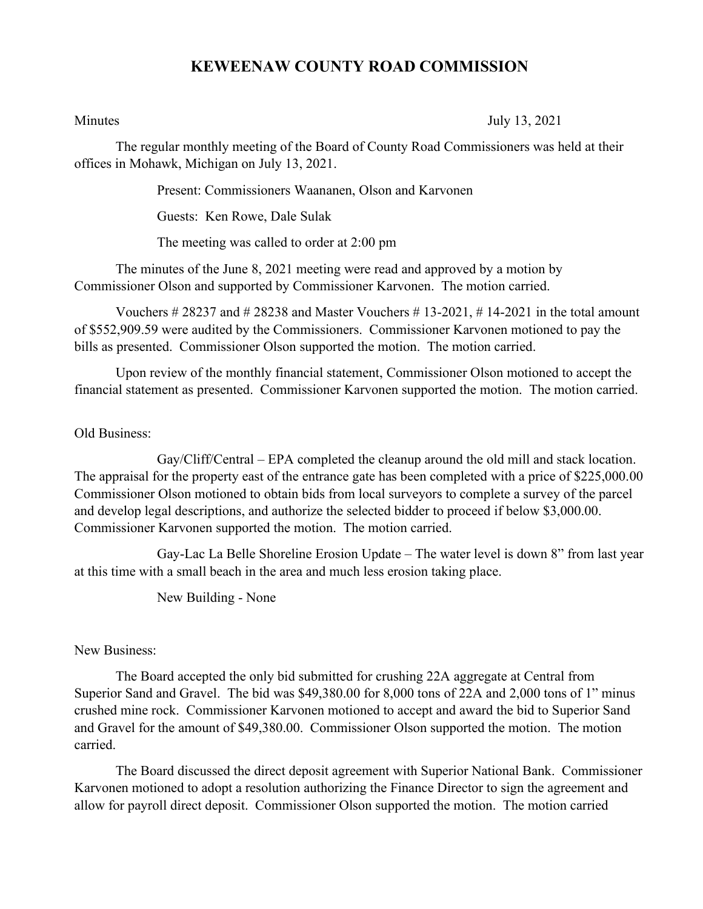# KEWEENAW COUNTY ROAD COMMISSION

Minutes July 13, 2021

The regular monthly meeting of the Board of County Road Commissioners was held at their offices in Mohawk, Michigan on July 13, 2021.

Present: Commissioners Waananen, Olson and Karvonen

Guests: Ken Rowe, Dale Sulak

The meeting was called to order at 2:00 pm

The minutes of the June 8, 2021 meeting were read and approved by a motion by Commissioner Olson and supported by Commissioner Karvonen. The motion carried.

Vouchers # 28237 and # 28238 and Master Vouchers # 13-2021, # 14-2021 in the total amount of $552,909.59 were audited by the Commissioners. Commissioner Karvonen motioned to pay the bills as presented. Commissioner Olson supported the motion. The motion carried.

Upon review of the monthly financial statement, Commissioner Olson motioned to accept the financial statement as presented. Commissioner Karvonen supported the motion. The motion carried.

Old Business:

Gay/Cliff/Central – EPA completed the cleanup around the old mill and stack location. The appraisal for the property east of the entrance gate has been completed with a price of $225,000.00 Commissioner Olson motioned to obtain bids from local surveyors to complete a survey of the parcel and develop legal descriptions, and authorize the selected bidder to proceed if below $3,000.00. Commissioner Karvonen supported the motion. The motion carried.

Gay-Lac La Belle Shoreline Erosion Update – The water level is down 8" from last year at this time with a small beach in the area and much less erosion taking place.

New Building - None

New Business:

The Board accepted the only bid submitted for crushing 22A aggregate at Central from Superior Sand and Gravel. The bid was $49,380.00 for 8,000 tons of 22A and 2,000 tons of 1" minus crushed mine rock. Commissioner Karvonen motioned to accept and award the bid to Superior Sand and Gravel for the amount of $49,380.00. Commissioner Olson supported the motion. The motion carried.

The Board discussed the direct deposit agreement with Superior National Bank. Commissioner Karvonen motioned to adopt a resolution authorizing the Finance Director to sign the agreement and allow for payroll direct deposit. Commissioner Olson supported the motion. The motion carried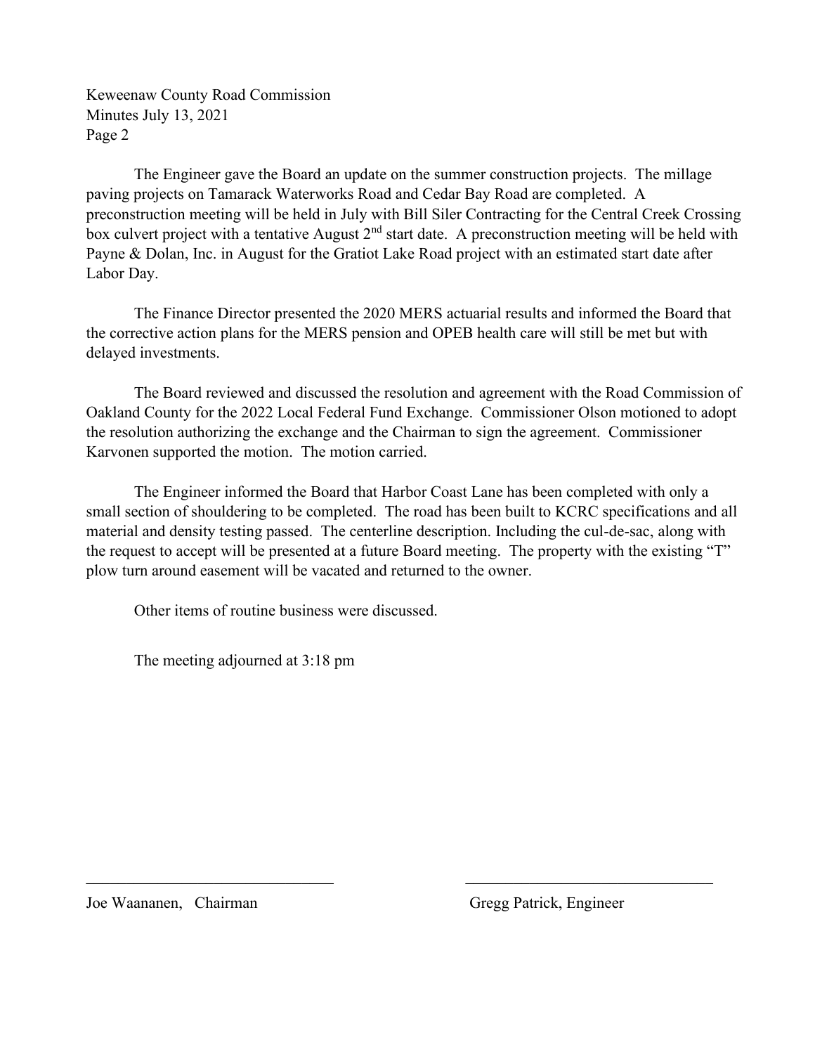The Engineer gave the Board an update on the summer construction projects. The millage paving projects on Tamarack Waterworks Road and Cedar Bay Road are completed. A preconstruction meeting will be held in July with Bill Siler Contracting for the Central Creek Crossing box culvert project with a tentative August 2nd start date. A preconstruction meeting will be held with Payne & Dolan, Inc. in August for the Gratiot Lake Road project with an estimated start date after Labor Day.

The Finance Director presented the 2020 MERS actuarial results and informed the Board that the corrective action plans for the MERS pension and OPEB health care will still be met but with delayed investments.

The Board reviewed and discussed the resolution and agreement with the Road Commission of Oakland County for the 2022 Local Federal Fund Exchange. Commissioner Olson motioned to adopt the resolution authorizing the exchange and the Chairman to sign the agreement. Commissioner Karvonen supported the motion. The motion carried.

The Engineer informed the Board that Harbor Coast Lane has been completed with only a small section of shouldering to be completed. The road has been built to KCRC specifications and all material and density testing passed. The centerline description. Including the cul-de-sac, along with the request to accept will be presented at a future Board meeting. The property with the existing "T" plow turn around easement will be vacated and returned to the owner.

Other items of routine business were discussed.

The meeting adjourned at 3:18 pm

\_\_\_\_\_\_\_\_\_\_\_\_\_\_\_\_\_\_\_\_\_\_\_\_\_\_\_\_\_\_\_\_
Joe Waananen, Chairman

\_\_\_\_\_\_\_\_\_\_\_\_\_\_\_\_\_\_\_\_\_\_\_\_\_\_\_\_\_\_\_\_
Gregg Patrick, Engineer